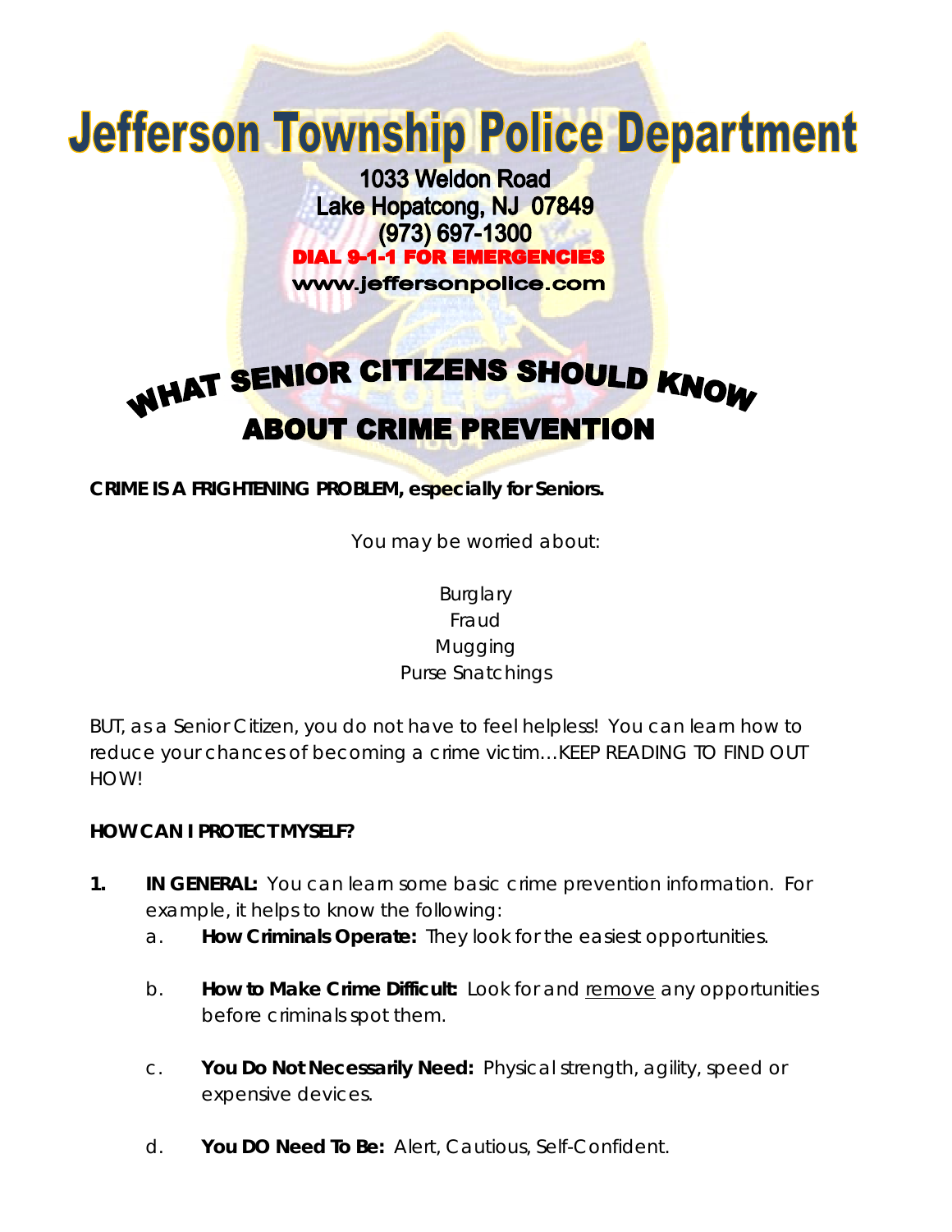# Jefferson Township Police Department

1033 Weldon Road
Lake Hopatcong, NJ 07849
(973) 697-1300
**DIAL 9-1-1 FOR EMERGENCIES**
www.jeffersonpolice.com

## WHAT SENIOR CITIZENS SHOULD KNOW ABOUT CRIME PREVENTION

**CRIME IS A FRIGHTENING PROBLEM, especially for Seniors.**

You may be worried about:

Burglary
Fraud
Mugging
Purse Snatchings

BUT, as a Senior Citizen, you do not have to feel helpless! You can learn how to reduce your chances of becoming a crime victim…KEEP READING TO FIND OUT HOW!

**HOW CAN I PROTECT MYSELF?**

1. **IN GENERAL:** You can learn some basic crime prevention information. For example, it helps to know the following:
   a. **How Criminals Operate:** They look for the easiest opportunities.

   b. **How to Make Crime Difficult:** Look for and <u>remove</u> any opportunities before criminals spot them.

   c. **You Do Not Necessarily Need:** Physical strength, agility, speed or expensive devices.

   d. **You DO Need To Be:** Alert, Cautious, Self-Confident.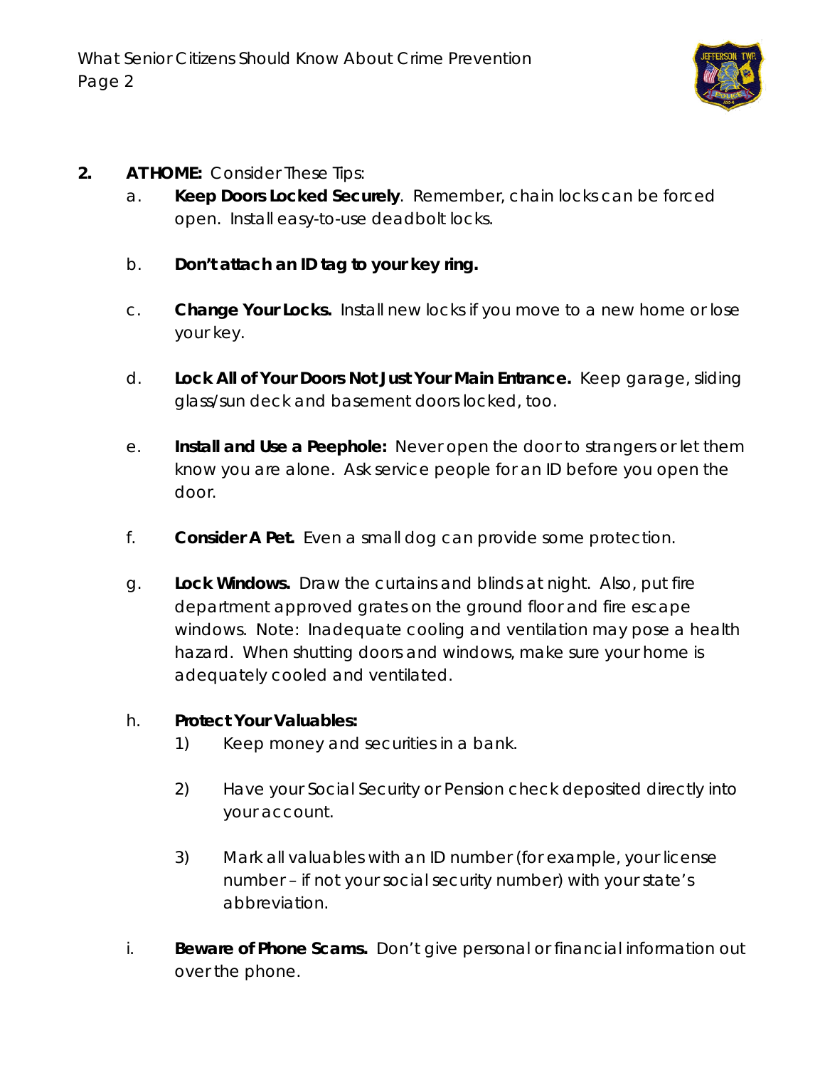**2. AT HOME:** Consider These Tips:

a. **Keep Doors Locked Securely**. Remember, chain locks can be forced open. Install easy-to-use deadbolt locks.

b. **Don't attach an ID tag to your key ring.**

c. **Change Your Locks.** Install new locks if you move to a new home or lose your key.

d. **Lock All of Your Doors Not Just Your Main Entrance.** Keep garage, sliding glass/sun deck and basement doors locked, too.

e. **Install and Use a Peephole:** Never open the door to strangers or let them know you are alone. Ask service people for an ID before you open the door.

f. **Consider A Pet.** Even a small dog can provide some protection.

g. **Lock Windows.** Draw the curtains and blinds at night. Also, put fire department approved grates on the ground floor and fire escape windows. Note: Inadequate cooling and ventilation may pose a health hazard. When shutting doors and windows, make sure your home is adequately cooled and ventilated.

h. **Protect Your Valuables:**

1) Keep money and securities in a bank.

2) Have your Social Security or Pension check deposited directly into your account.

3) Mark all valuables with an ID number (for example, your license number – if not your social security number) with your state's abbreviation.

i. **Beware of Phone Scams.** Don't give personal or financial information out over the phone.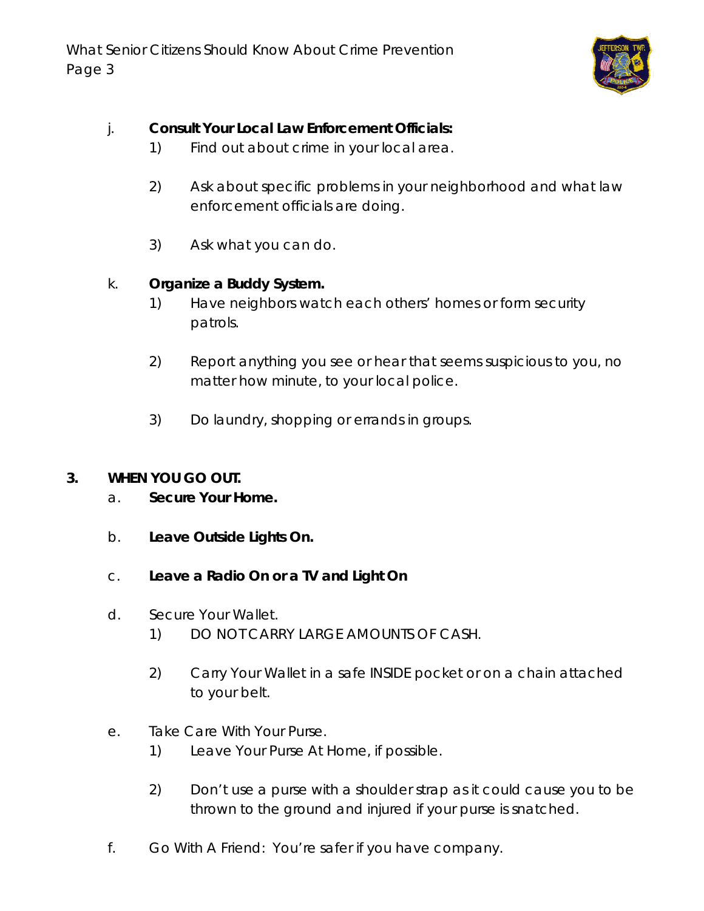j. **Consult Your Local Law Enforcement Officials:**

   1) Find out about crime in your local area.

   2) Ask about specific problems in your neighborhood and what law enforcement officials are doing.

   3) Ask what you can do.

k. **Organize a Buddy System.**

   1) Have neighbors watch each others' homes or form security patrols.

   2) Report anything you see or hear that seems suspicious to you, no matter how minute, to your local police.

   3) Do laundry, shopping or errands in groups.

**3. WHEN YOU GO OUT.**

a. **Secure Your Home.**

b. **Leave Outside Lights On.**

c. **Leave a Radio On or a TV and Light On**

d. Secure Your Wallet.

   1) DO NOT CARRY LARGE AMOUNTS OF CASH.

   2) Carry Your Wallet in a safe INSIDE pocket or on a chain attached to your belt.

e. Take Care With Your Purse.

   1) Leave Your Purse At Home, if possible.

   2) Don't use a purse with a shoulder strap as it could cause you to be thrown to the ground and injured if your purse is snatched.

f. Go With A Friend: You're safer if you have company.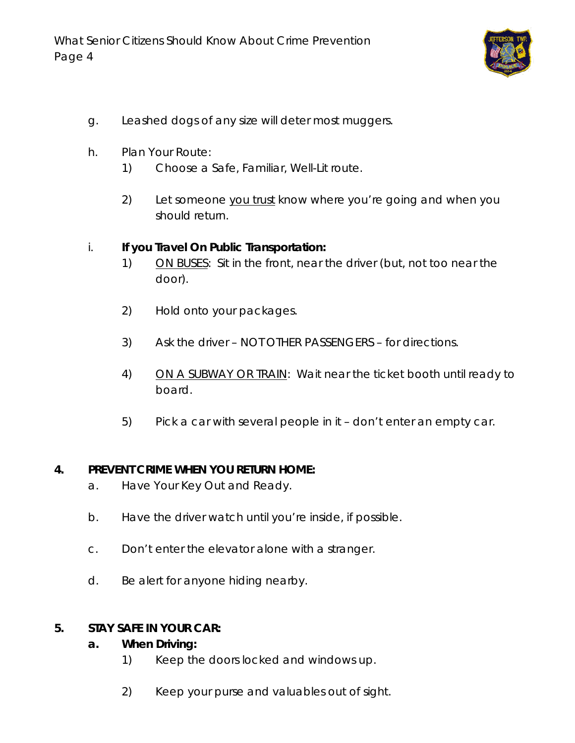g. Leashed dogs of any size will deter most muggers.

h. Plan Your Route:

   1) Choose a Safe, Familiar, Well-Lit route.

   2) Let someone you trust know where you're going and when you should return.

i. **If you Travel On Public Transportation:**

   1) ON BUSES: Sit in the front, near the driver (but, not too near the door).

   2) Hold onto your packages.

   3) Ask the driver – NOT OTHER PASSENGERS – for directions.

   4) ON A SUBWAY OR TRAIN: Wait near the ticket booth until ready to board.

   5) Pick a car with several people in it – don't enter an empty car.

**4. PREVENT CRIME WHEN YOU RETURN HOME:**

a. Have Your Key Out and Ready.

b. Have the driver watch until you're inside, if possible.

c. Don't enter the elevator alone with a stranger.

d. Be alert for anyone hiding nearby.

**5. STAY SAFE IN YOUR CAR:**

**a. When Driving:**

   1) Keep the doors locked and windows up.

   2) Keep your purse and valuables out of sight.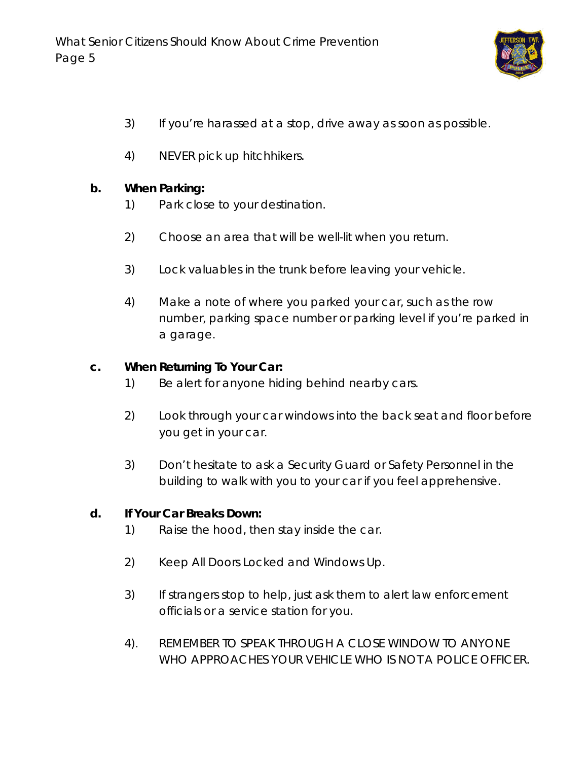3) If you're harassed at a stop, drive away as soon as possible.

4) NEVER pick up hitchhikers.

**b. When Parking:**

1) Park close to your destination.

2) Choose an area that will be well-lit when you return.

3) Lock valuables in the trunk before leaving your vehicle.

4) Make a note of where you parked your car, such as the row number, parking space number or parking level if you're parked in a garage.

**c. When Returning To Your Car:**

1) Be alert for anyone hiding behind nearby cars.

2) Look through your car windows into the back seat and floor before you get in your car.

3) Don't hesitate to ask a Security Guard or Safety Personnel in the building to walk with you to your car if you feel apprehensive.

**d. If Your Car Breaks Down:**

1) Raise the hood, then stay inside the car.

2) Keep All Doors Locked and Windows Up.

3) If strangers stop to help, just ask them to alert law enforcement officials or a service station for you.

4). REMEMBER TO SPEAK THROUGH A CLOSE WINDOW TO ANYONE WHO APPROACHES YOUR VEHICLE WHO IS NOT A POLICE OFFICER.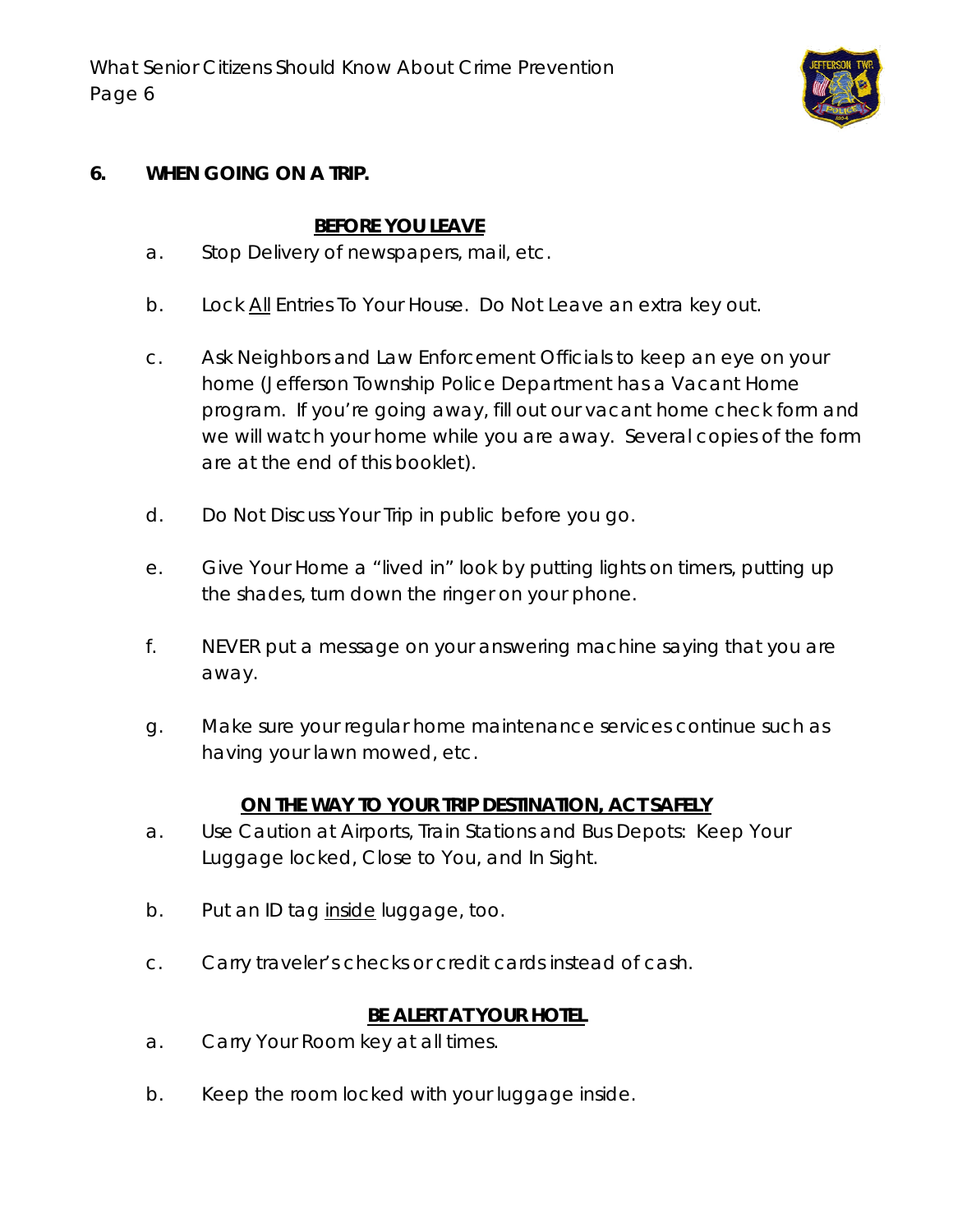## 6. WHEN GOING ON A TRIP.

**BEFORE YOU LEAVE**

a. Stop Delivery of newspapers, mail, etc.

b. Lock All Entries To Your House. Do Not Leave an extra key out.

c. Ask Neighbors and Law Enforcement Officials to keep an eye on your home (Jefferson Township Police Department has a Vacant Home program. If you're going away, fill out our vacant home check form and we will watch your home while you are away. Several copies of the form are at the end of this booklet).

d. Do Not Discuss Your Trip in public before you go.

e. Give Your Home a "lived in" look by putting lights on timers, putting up the shades, turn down the ringer on your phone.

f. NEVER put a message on your answering machine saying that you are away.

g. Make sure your regular home maintenance services continue such as having your lawn mowed, etc.

**ON THE WAY TO YOUR TRIP DESTINATION, ACT SAFELY**

a. Use Caution at Airports, Train Stations and Bus Depots: Keep Your Luggage locked, Close to You, and In Sight.

b. Put an ID tag inside luggage, too.

c. Carry traveler's checks or credit cards instead of cash.

**BE ALERT AT YOUR HOTEL**

a. Carry Your Room key at all times.

b. Keep the room locked with your luggage inside.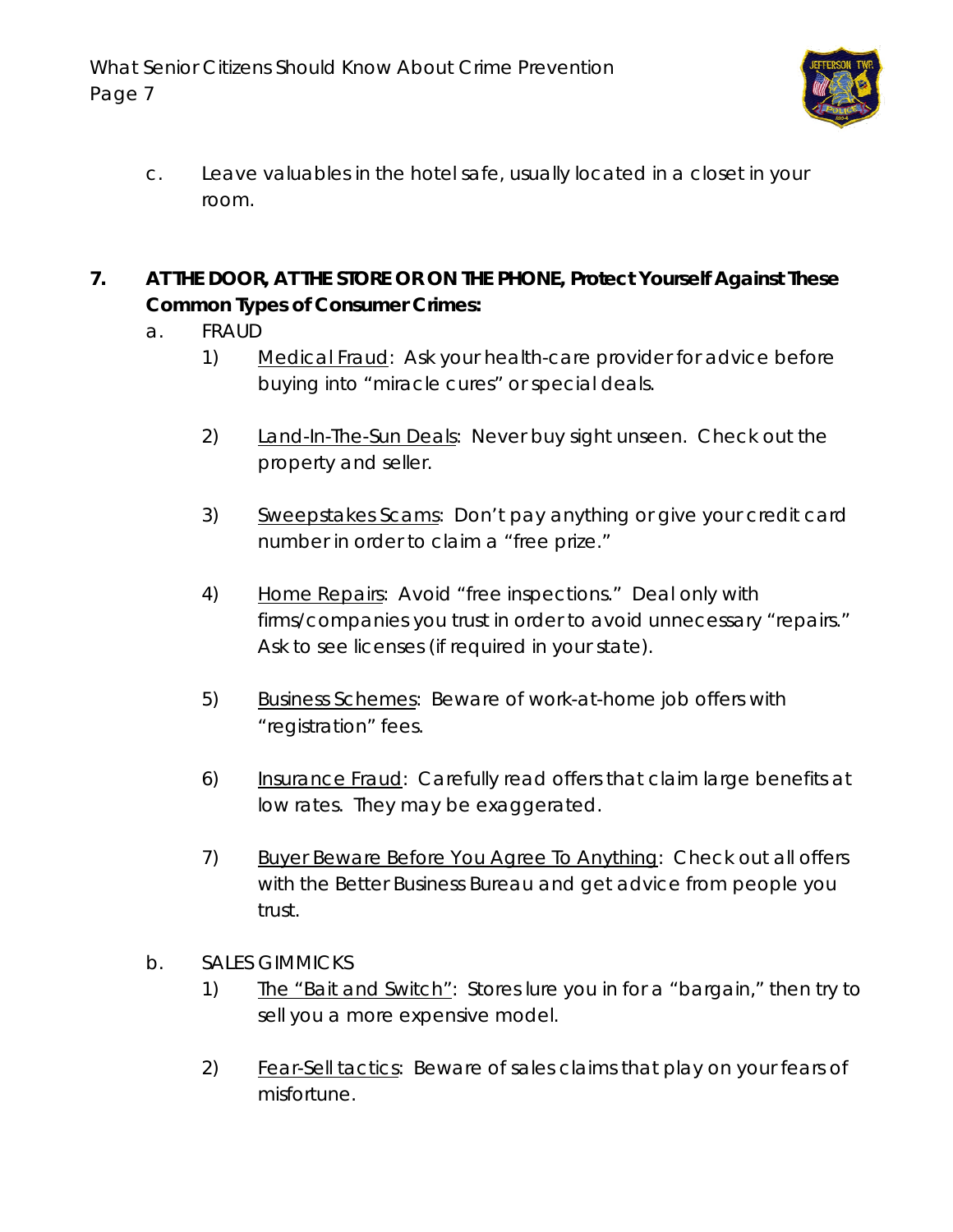c. Leave valuables in the hotel safe, usually located in a closet in your room.

**7. AT THE DOOR, AT THE STORE OR ON THE PHONE, Protect Yourself Against These Common Types of Consumer Crimes:**

a. FRAUD

1) Medical Fraud: Ask your health-care provider for advice before buying into "miracle cures" or special deals.

2) Land-In-The-Sun Deals: Never buy sight unseen. Check out the property and seller.

3) Sweepstakes Scams: Don't pay anything or give your credit card number in order to claim a "free prize."

4) Home Repairs: Avoid "free inspections." Deal only with firms/companies you trust in order to avoid unnecessary "repairs." Ask to see licenses (if required in your state).

5) Business Schemes: Beware of work-at-home job offers with "registration" fees.

6) Insurance Fraud: Carefully read offers that claim large benefits at low rates. They may be exaggerated.

7) Buyer Beware Before You Agree To Anything: Check out all offers with the Better Business Bureau and get advice from people you trust.

b. SALES GIMMICKS

1) The "Bait and Switch": Stores lure you in for a "bargain," then try to sell you a more expensive model.

2) Fear-Sell tactics: Beware of sales claims that play on your fears of misfortune.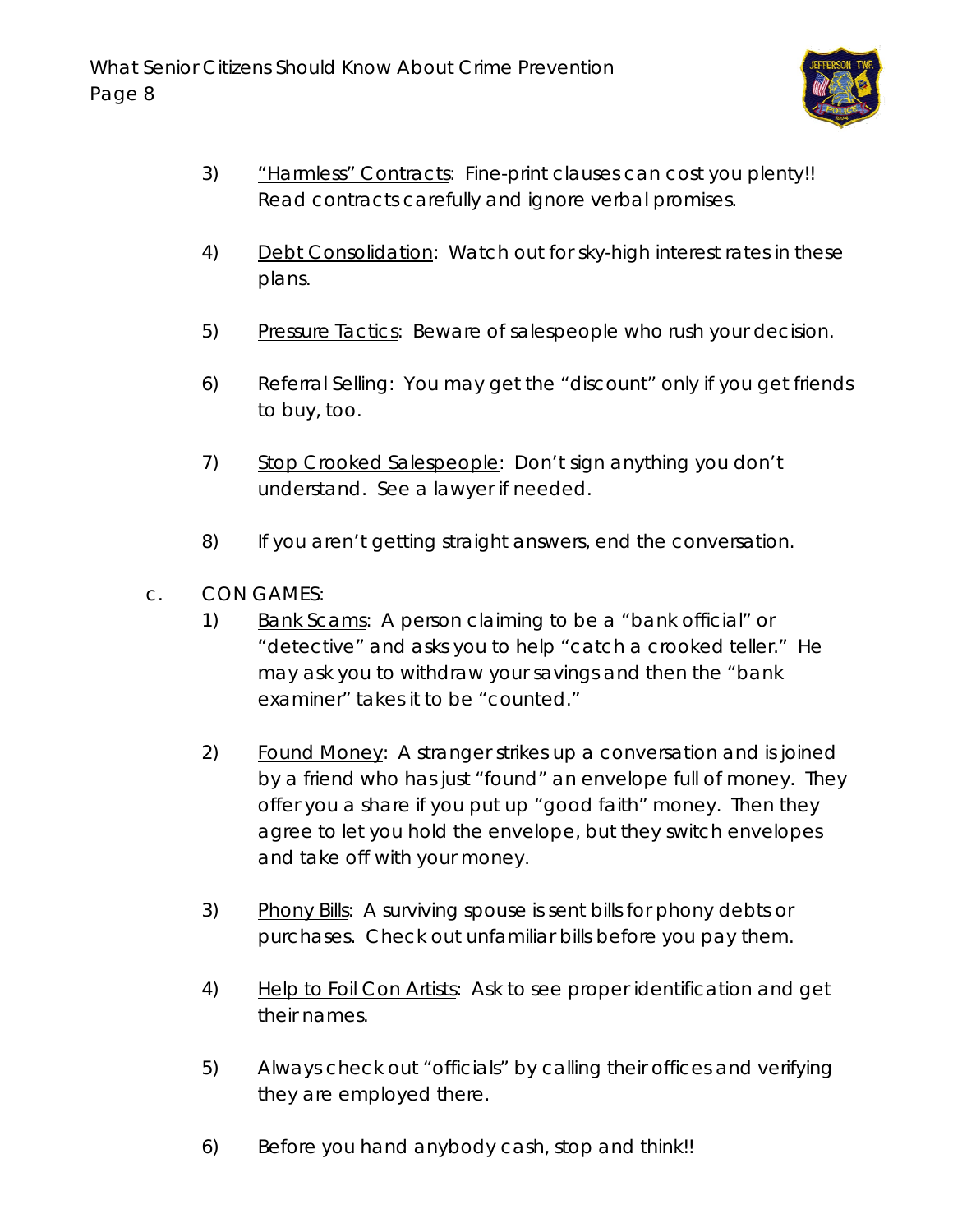3) <u>"Harmless" Contracts</u>: Fine-print clauses can cost you plenty!! Read contracts carefully and ignore verbal promises.

4) <u>Debt Consolidation</u>: Watch out for sky-high interest rates in these plans.

5) <u>Pressure Tactics</u>: Beware of salespeople who rush your decision.

6) <u>Referral Selling</u>: You may get the "discount" only if you get friends to buy, too.

7) <u>Stop Crooked Salespeople</u>: Don't sign anything you don't understand. See a lawyer if needed.

8) If you aren't getting straight answers, end the conversation.

c. CON GAMES:

1) <u>Bank Scams</u>: A person claiming to be a "bank official" or "detective" and asks you to help "catch a crooked teller." He may ask you to withdraw your savings and then the "bank examiner" takes it to be "counted."

2) <u>Found Money</u>: A stranger strikes up a conversation and is joined by a friend who has just "found" an envelope full of money. They offer you a share if you put up "good faith" money. Then they agree to let you hold the envelope, but they switch envelopes and take off with your money.

3) <u>Phony Bills</u>: A surviving spouse is sent bills for phony debts or purchases. Check out unfamiliar bills before you pay them.

4) <u>Help to Foil Con Artists</u>: Ask to see proper identification and get their names.

5) Always check out "officials" by calling their offices and verifying they are employed there.

6) Before you hand anybody cash, stop and think!!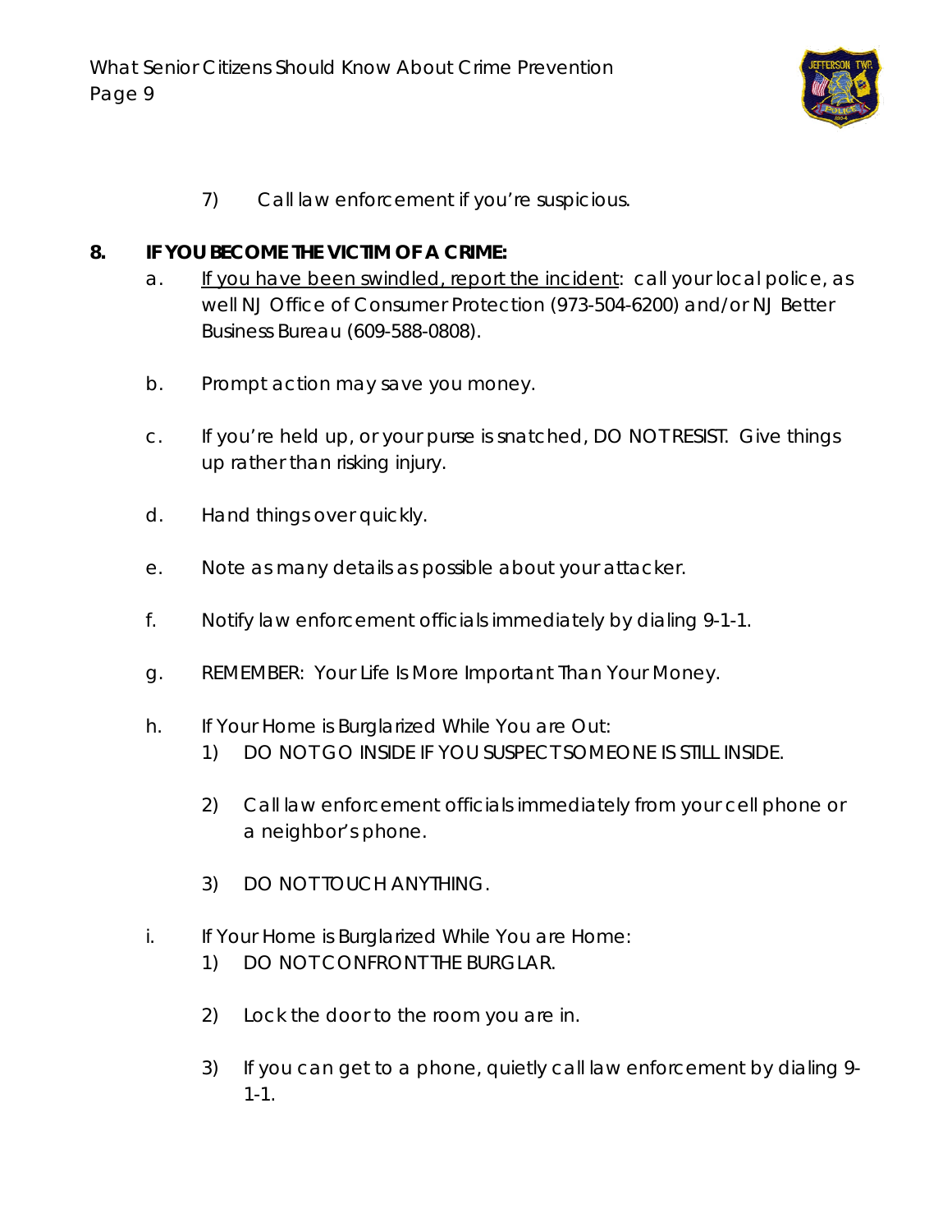7) Call law enforcement if you're suspicious.

**8. IF YOU BECOME THE VICTIM OF A CRIME:**

a. If you have been swindled, report the incident: call your local police, as well NJ Office of Consumer Protection (973-504-6200) and/or NJ Better Business Bureau (609-588-0808).

b. Prompt action may save you money.

c. If you're held up, or your purse is snatched, DO NOT RESIST. Give things up rather than risking injury.

d. Hand things over quickly.

e. Note as many details as possible about your attacker.

f. Notify law enforcement officials immediately by dialing 9-1-1.

g. REMEMBER: Your Life Is More Important Than Your Money.

h. If Your Home is Burglarized While You are Out:

1) DO NOT GO INSIDE IF YOU SUSPECT SOMEONE IS STILL INSIDE.

2) Call law enforcement officials immediately from your cell phone or a neighbor's phone.

3) DO NOT TOUCH ANYTHING.

i. If Your Home is Burglarized While You are Home:

1) DO NOT CONFRONT THE BURGLAR.

2) Lock the door to the room you are in.

3) If you can get to a phone, quietly call law enforcement by dialing 9-1-1.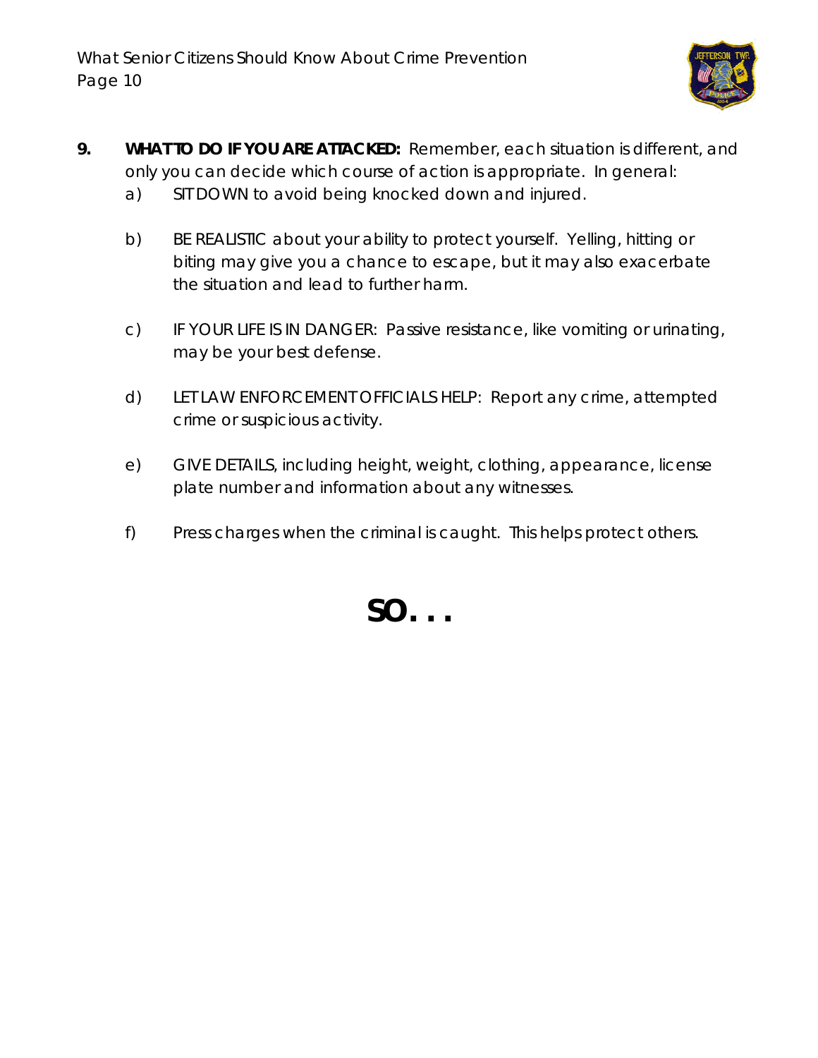9. **WHAT TO DO IF YOU ARE ATTACKED:** Remember, each situation is different, and only you can decide which course of action is appropriate. In general:

   a) SIT DOWN to avoid being knocked down and injured.

   b) BE REALISTIC about your ability to protect yourself. Yelling, hitting or biting may give you a chance to escape, but it may also exacerbate the situation and lead to further harm.

   c) IF YOUR LIFE IS IN DANGER: Passive resistance, like vomiting or urinating, may be your best defense.

   d) LET LAW ENFORCEMENT OFFICIALS HELP: Report any crime, attempted crime or suspicious activity.

   e) GIVE DETAILS, including height, weight, clothing, appearance, license plate number and information about any witnesses.

   f) Press charges when the criminal is caught. This helps protect others.

# SO. . .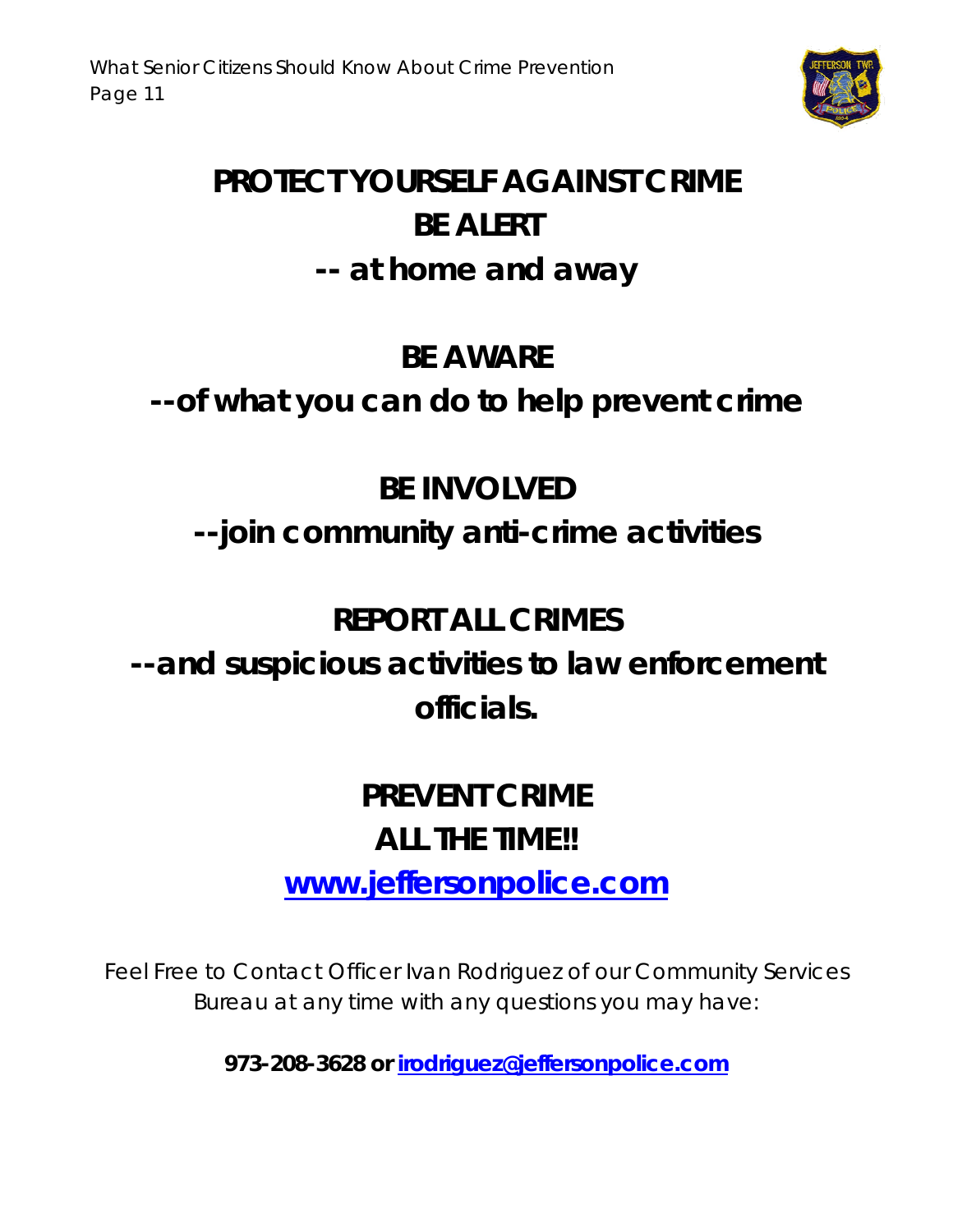# PROTECT YOURSELF AGAINST CRIME

## BE ALERT

**-- at home and away**

## BE AWARE

**--of what you can do to help prevent crime**

## BE INVOLVED

**--join community anti-crime activities**

## REPORT ALL CRIMES

**--and suspicious activities to law enforcement officials.**

## PREVENT CRIME ALL THE TIME!!

**www.jeffersonpolice.com**

*Feel Free to Contact Officer Ivan Rodriguez of our Community Services Bureau at any time with any questions you may have:*

**973-208-3628 or irodriguez@jeffersonpolice.com**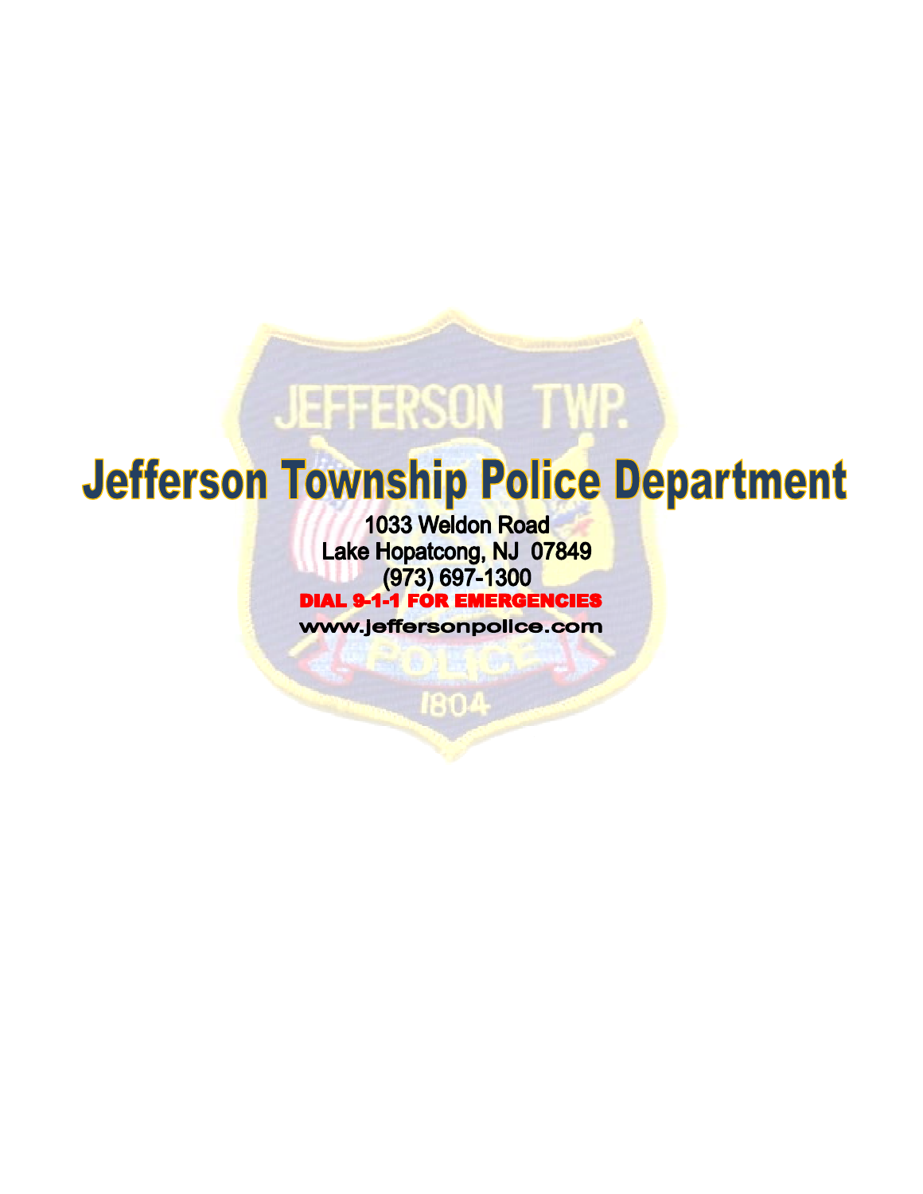# Jefferson Township Police Department

1033 Weldon Road
Lake Hopatcong, NJ 07849
(973) 697-1300

**DIAL 9-1-1 FOR EMERGENCIES**

**www.jeffersonpolice.com**